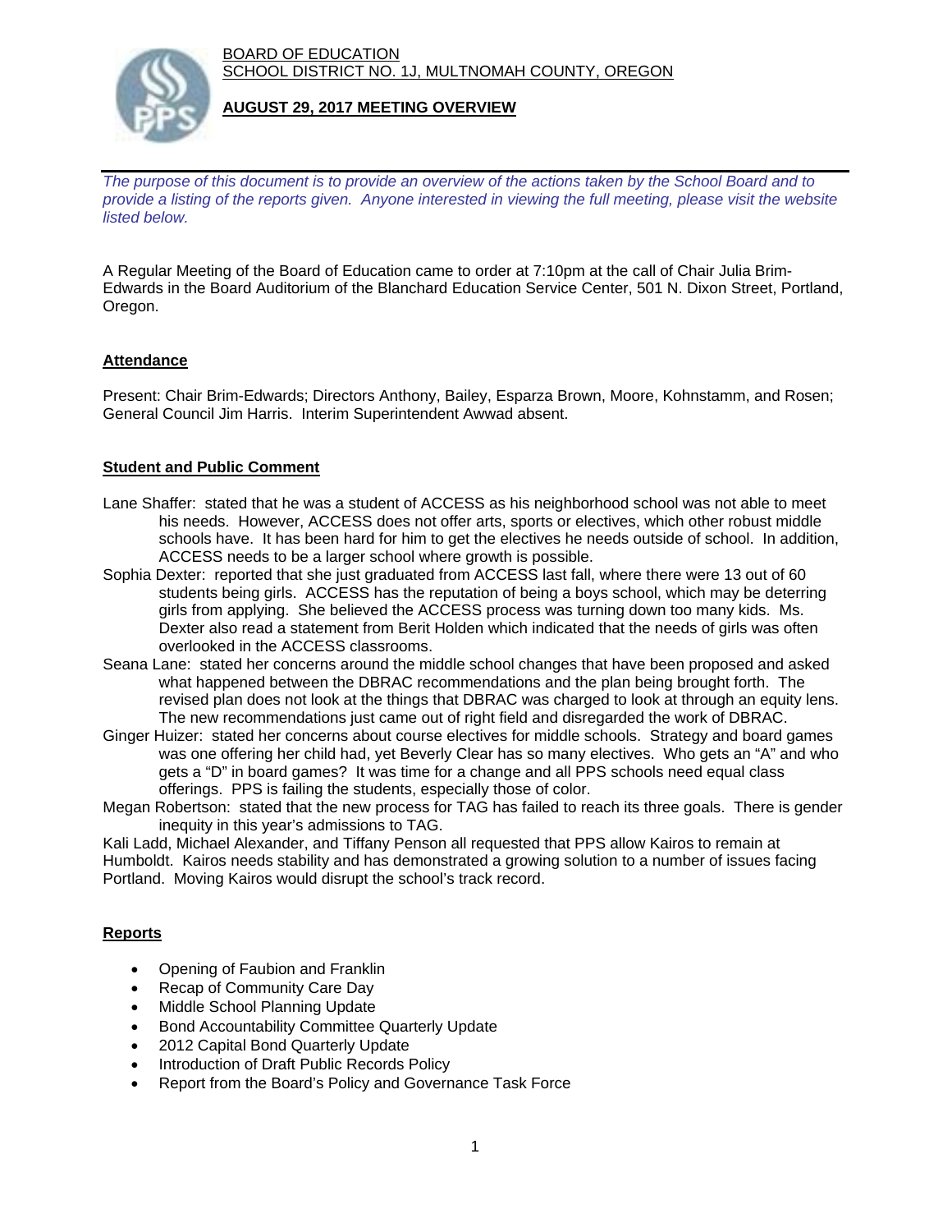BOARD OF EDUCATION
SCHOOL DISTRICT NO. 1J, MULTNOMAH COUNTY, OREGON

**AUGUST 29, 2017 MEETING OVERVIEW**

*The purpose of this document is to provide an overview of the actions taken by the School Board and to provide a listing of the reports given. Anyone interested in viewing the full meeting, please visit the website listed below.*

A Regular Meeting of the Board of Education came to order at 7:10pm at the call of Chair Julia Brim-Edwards in the Board Auditorium of the Blanchard Education Service Center, 501 N. Dixon Street, Portland, Oregon.

## Attendance

Present: Chair Brim-Edwards; Directors Anthony, Bailey, Esparza Brown, Moore, Kohnstamm, and Rosen; General Council Jim Harris. Interim Superintendent Awwad absent.

## Student and Public Comment

Lane Shaffer: stated that he was a student of ACCESS as his neighborhood school was not able to meet his needs. However, ACCESS does not offer arts, sports or electives, which other robust middle schools have. It has been hard for him to get the electives he needs outside of school. In addition, ACCESS needs to be a larger school where growth is possible.

Sophia Dexter: reported that she just graduated from ACCESS last fall, where there were 13 out of 60 students being girls. ACCESS has the reputation of being a boys school, which may be deterring girls from applying. She believed the ACCESS process was turning down too many kids. Ms. Dexter also read a statement from Berit Holden which indicated that the needs of girls was often overlooked in the ACCESS classrooms.

Seana Lane: stated her concerns around the middle school changes that have been proposed and asked what happened between the DBRAC recommendations and the plan being brought forth. The revised plan does not look at the things that DBRAC was charged to look at through an equity lens. The new recommendations just came out of right field and disregarded the work of DBRAC.

Ginger Huizer: stated her concerns about course electives for middle schools. Strategy and board games was one offering her child had, yet Beverly Clear has so many electives. Who gets an "A" and who gets a "D" in board games? It was time for a change and all PPS schools need equal class offerings. PPS is failing the students, especially those of color.

Megan Robertson: stated that the new process for TAG has failed to reach its three goals. There is gender inequity in this year's admissions to TAG.

Kali Ladd, Michael Alexander, and Tiffany Penson all requested that PPS allow Kairos to remain at Humboldt. Kairos needs stability and has demonstrated a growing solution to a number of issues facing Portland. Moving Kairos would disrupt the school's track record.

## Reports

- Opening of Faubion and Franklin
- Recap of Community Care Day
- Middle School Planning Update
- Bond Accountability Committee Quarterly Update
- 2012 Capital Bond Quarterly Update
- Introduction of Draft Public Records Policy
- Report from the Board's Policy and Governance Task Force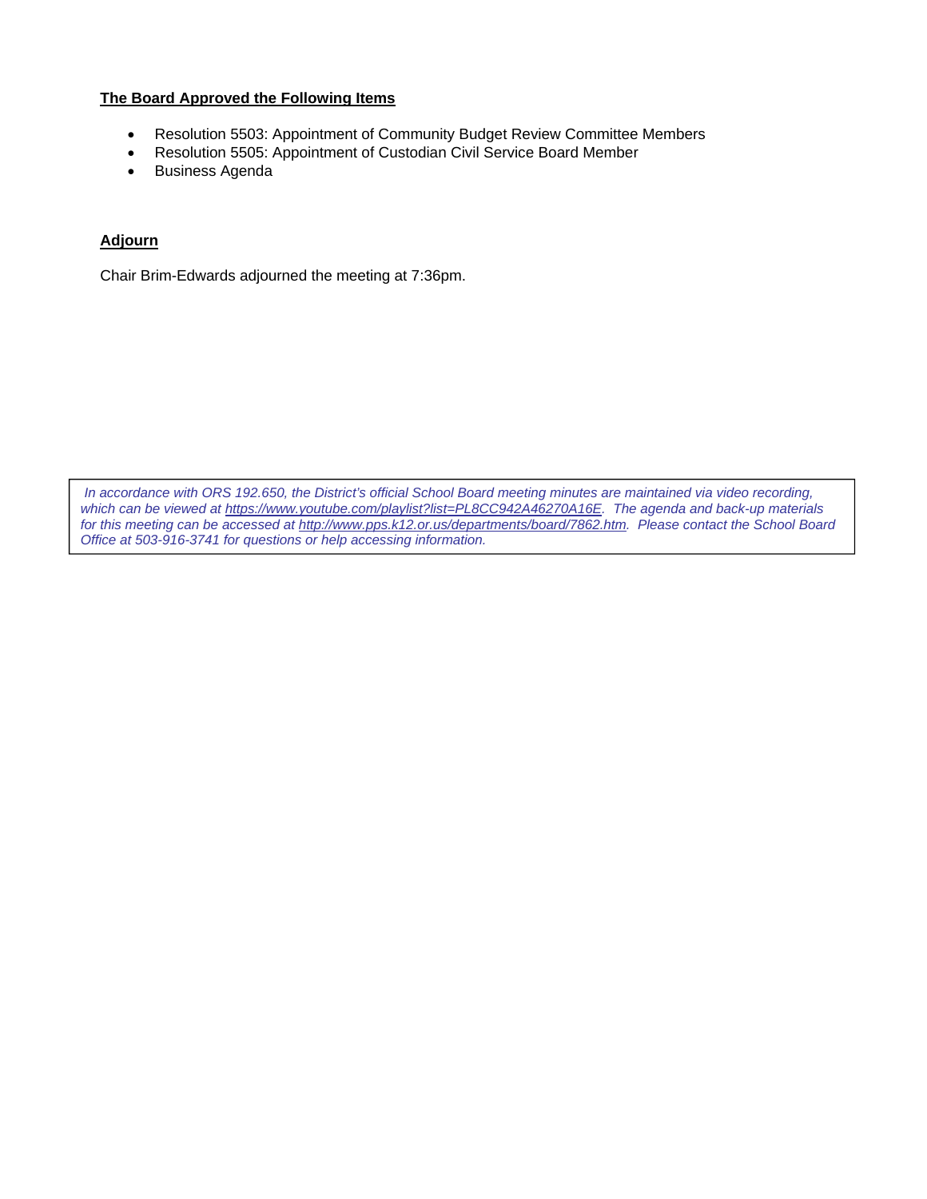**The Board Approved the Following Items**

- Resolution 5503: Appointment of Community Budget Review Committee Members
- Resolution 5505: Appointment of Custodian Civil Service Board Member
- Business Agenda

**Adjourn**

Chair Brim-Edwards adjourned the meeting at 7:36pm.

*In accordance with ORS 192.650, the District's official School Board meeting minutes are maintained via video recording, which can be viewed at https://www.youtube.com/playlist?list=PL8CC942A46270A16E. The agenda and back-up materials for this meeting can be accessed at http://www.pps.k12.or.us/departments/board/7862.htm. Please contact the School Board Office at 503-916-3741 for questions or help accessing information.*